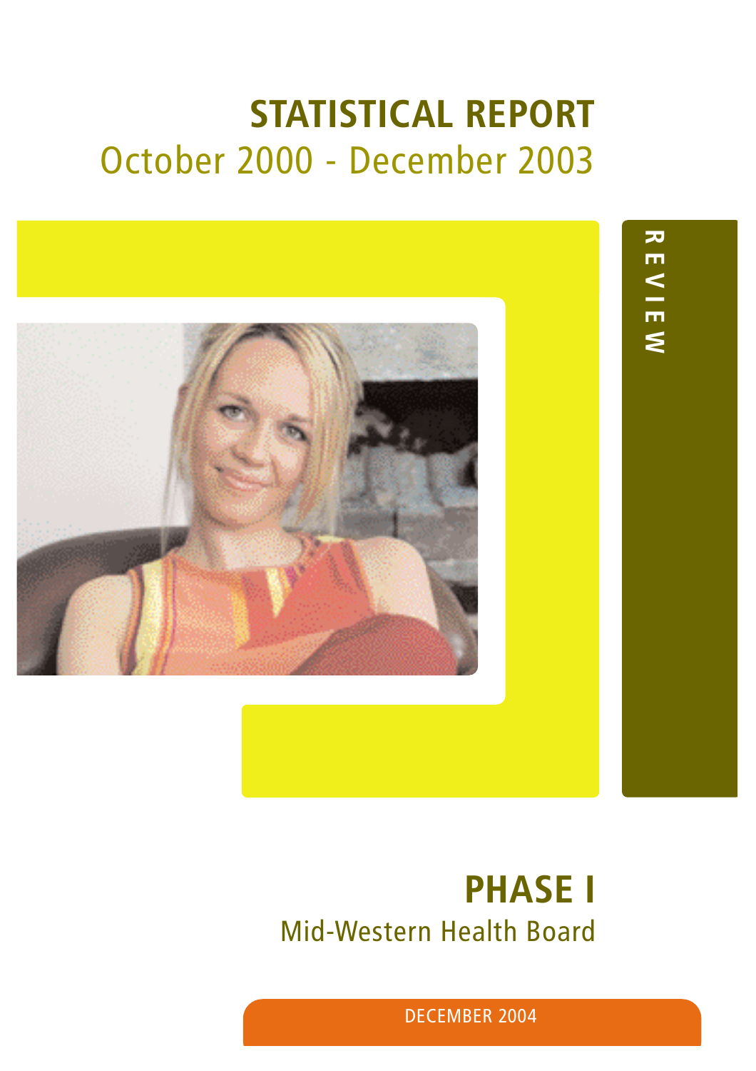# STATISTICAL REPORT

## October 2000 - December 2003

REVIEW

# PHASE I

## Mid-Western Health Board

DECEMBER 2004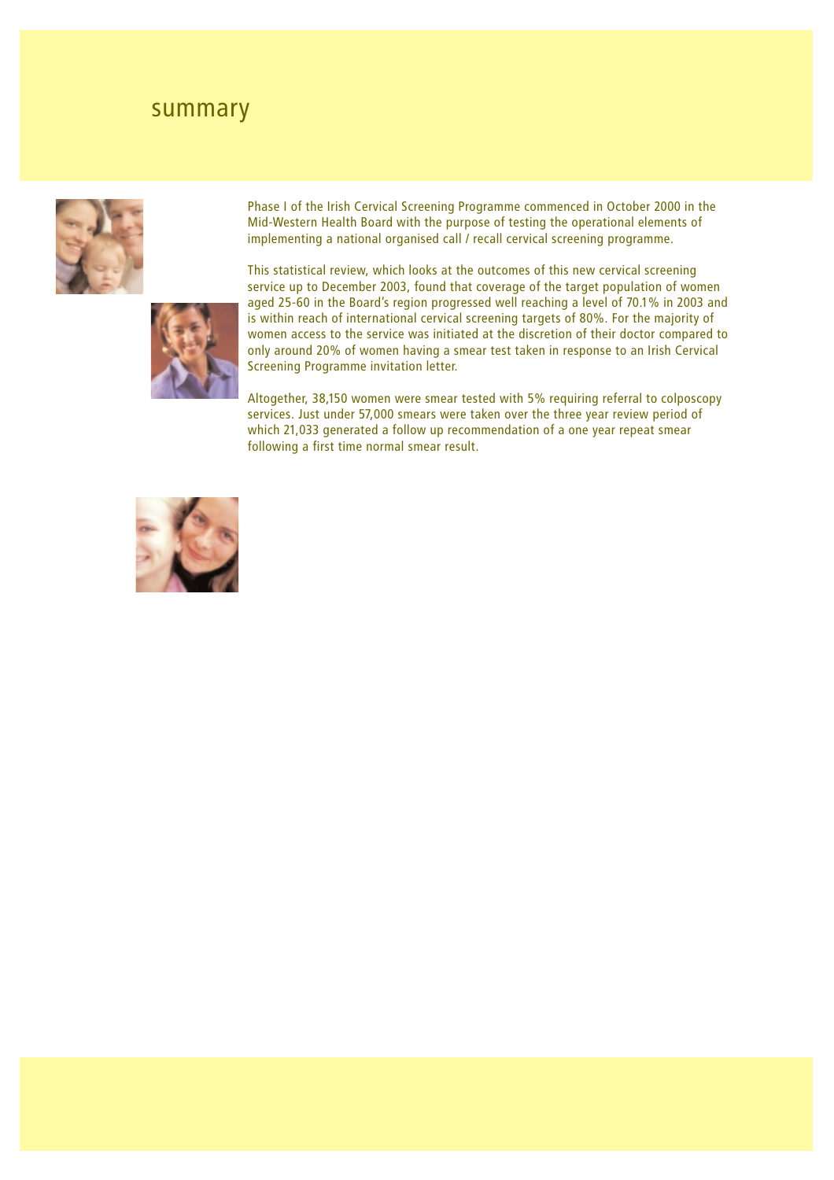# summary

Phase I of the Irish Cervical Screening Programme commenced in October 2000 in the Mid-Western Health Board with the purpose of testing the operational elements of implementing a national organised call / recall cervical screening programme.

This statistical review, which looks at the outcomes of this new cervical screening service up to December 2003, found that coverage of the target population of women aged 25-60 in the Board's region progressed well reaching a level of 70.1% in 2003 and is within reach of international cervical screening targets of 80%. For the majority of women access to the service was initiated at the discretion of their doctor compared to only around 20% of women having a smear test taken in response to an Irish Cervical Screening Programme invitation letter.

Altogether, 38,150 women were smear tested with 5% requiring referral to colposcopy services. Just under 57,000 smears were taken over the three year review period of which 21,033 generated a follow up recommendation of a one year repeat smear following a first time normal smear result.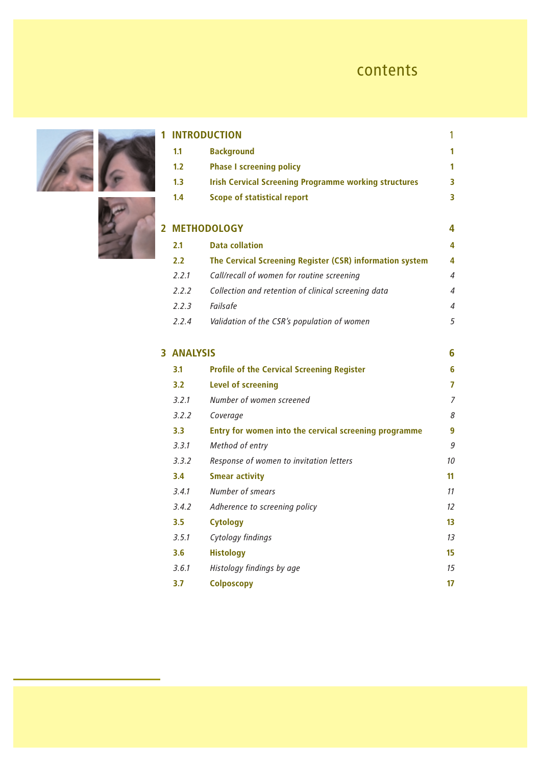# contents

| | | |
|---|---|---|
| **1** | **INTRODUCTION** | 1 |
| **1.1** | **Background** | **1** |
| **1.2** | **Phase I screening policy** | **1** |
| **1.3** | **Irish Cervical Screening Programme working structures** | **3** |
| **1.4** | **Scope of statistical report** | **3** |
| **2** | **METHODOLOGY** | **4** |
| **2.1** | **Data collation** | **4** |
| **2.2** | **The Cervical Screening Register (CSR) information system** | **4** |
| *2.2.1* | *Call/recall of women for routine screening* | *4* |
| *2.2.2* | *Collection and retention of clinical screening data* | *4* |
| *2.2.3* | *Failsafe* | *4* |
| *2.2.4* | *Validation of the CSR's population of women* | *5* |
| **3** | **ANALYSIS** | **6** |
| **3.1** | **Profile of the Cervical Screening Register** | **6** |
| **3.2** | **Level of screening** | **7** |
| *3.2.1* | *Number of women screened* | *7* |
| *3.2.2* | *Coverage* | *8* |
| **3.3** | **Entry for women into the cervical screening programme** | **9** |
| *3.3.1* | *Method of entry* | *9* |
| *3.3.2* | *Response of women to invitation letters* | *10* |
| **3.4** | **Smear activity** | **11** |
| *3.4.1* | *Number of smears* | *11* |
| *3.4.2* | *Adherence to screening policy* | *12* |
| **3.5** | **Cytology** | **13** |
| *3.5.1* | *Cytology findings* | *13* |
| **3.6** | **Histology** | **15** |
| *3.6.1* | *Histology findings by age* | *15* |
| **3.7** | **Colposcopy** | **17** |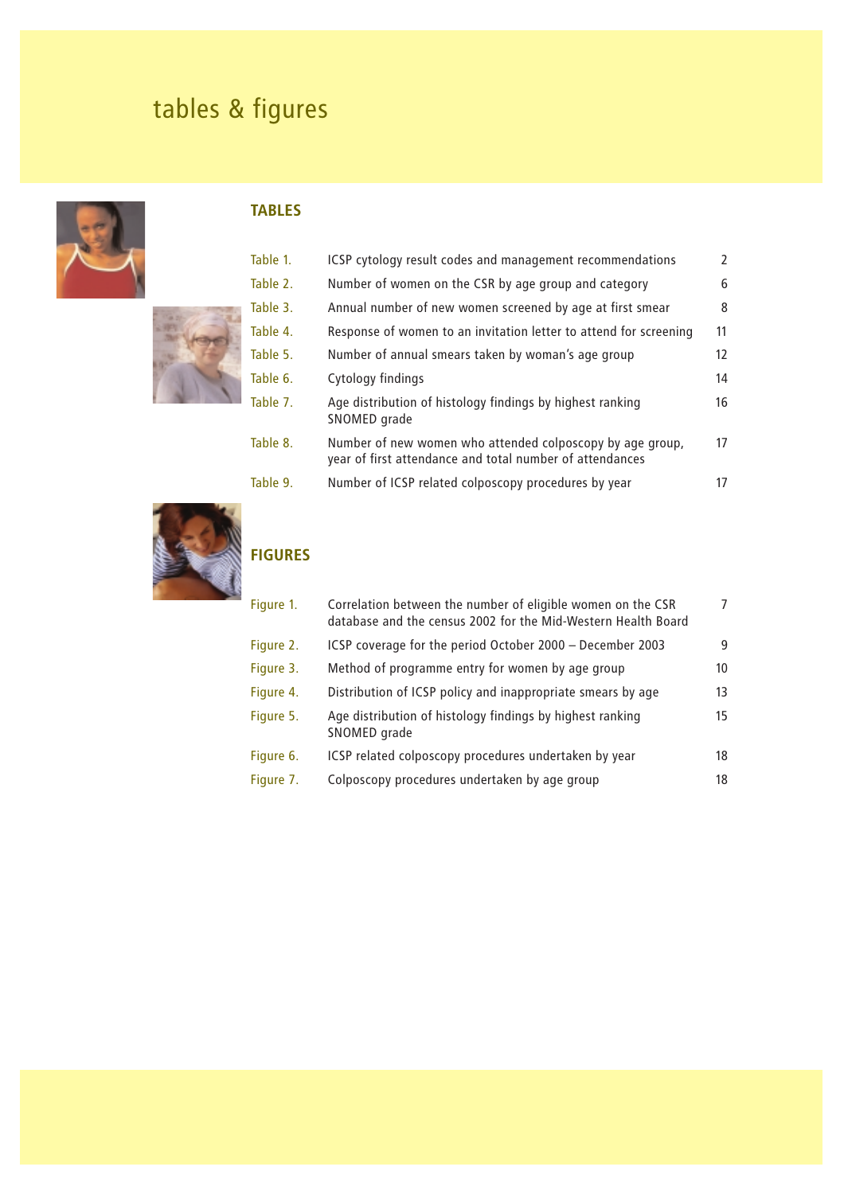# tables & figures

## TABLES

| | | |
|---|---|---|
| Table 1. | ICSP cytology result codes and management recommendations | 2 |
| Table 2. | Number of women on the CSR by age group and category | 6 |
| Table 3. | Annual number of new women screened by age at first smear | 8 |
| Table 4. | Response of women to an invitation letter to attend for screening | 11 |
| Table 5. | Number of annual smears taken by woman's age group | 12 |
| Table 6. | Cytology findings | 14 |
| Table 7. | Age distribution of histology findings by highest ranking SNOMED grade | 16 |
| Table 8. | Number of new women who attended colposcopy by age group, year of first attendance and total number of attendances | 17 |
| Table 9. | Number of ICSP related colposcopy procedures by year | 17 |

## FIGURES

| | | |
|---|---|---|
| Figure 1. | Correlation between the number of eligible women on the CSR database and the census 2002 for the Mid-Western Health Board | 7 |
| Figure 2. | ICSP coverage for the period October 2000 – December 2003 | 9 |
| Figure 3. | Method of programme entry for women by age group | 10 |
| Figure 4. | Distribution of ICSP policy and inappropriate smears by age | 13 |
| Figure 5. | Age distribution of histology findings by highest ranking SNOMED grade | 15 |
| Figure 6. | ICSP related colposcopy procedures undertaken by year | 18 |
| Figure 7. | Colposcopy procedures undertaken by age group | 18 |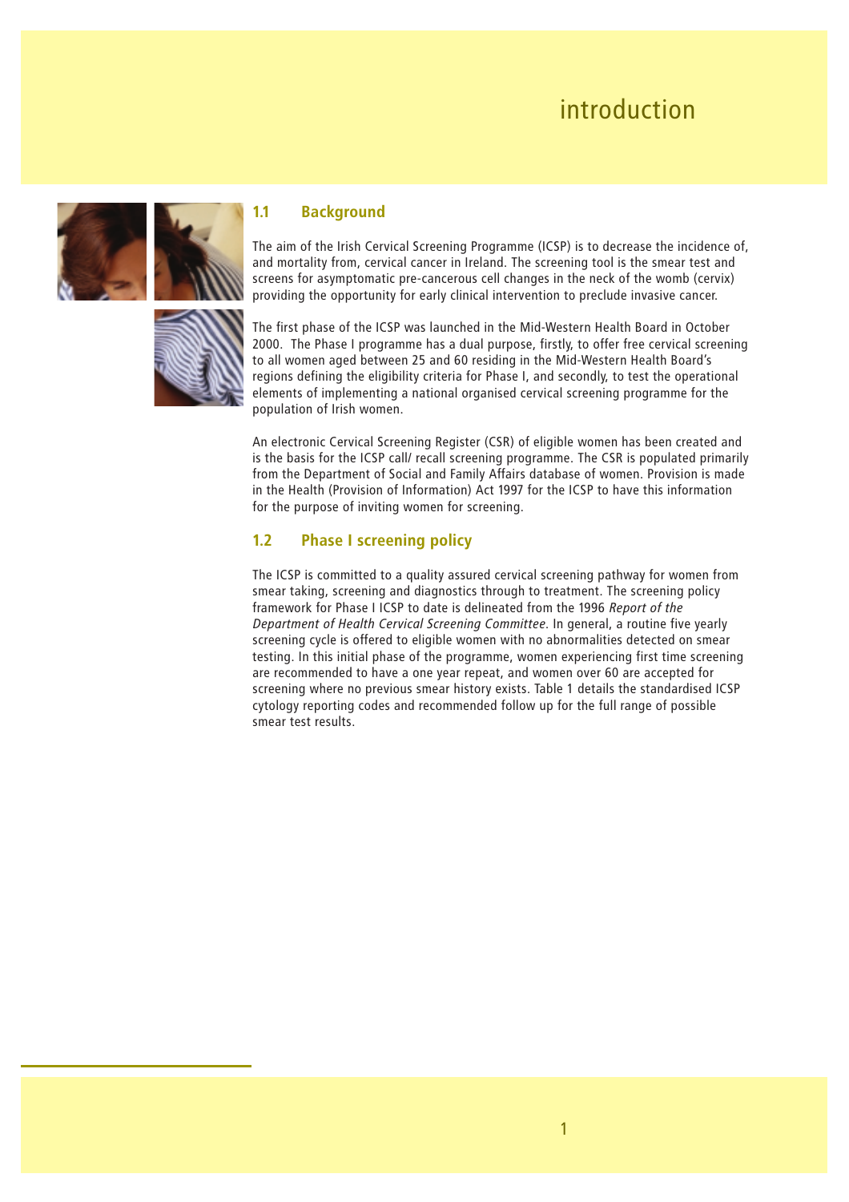# introduction

## 1.1 Background

The aim of the Irish Cervical Screening Programme (ICSP) is to decrease the incidence of, and mortality from, cervical cancer in Ireland. The screening tool is the smear test and screens for asymptomatic pre-cancerous cell changes in the neck of the womb (cervix) providing the opportunity for early clinical intervention to preclude invasive cancer.

The first phase of the ICSP was launched in the Mid-Western Health Board in October 2000. The Phase I programme has a dual purpose, firstly, to offer free cervical screening to all women aged between 25 and 60 residing in the Mid-Western Health Board's regions defining the eligibility criteria for Phase I, and secondly, to test the operational elements of implementing a national organised cervical screening programme for the population of Irish women.

An electronic Cervical Screening Register (CSR) of eligible women has been created and is the basis for the ICSP call/ recall screening programme. The CSR is populated primarily from the Department of Social and Family Affairs database of women. Provision is made in the Health (Provision of Information) Act 1997 for the ICSP to have this information for the purpose of inviting women for screening.

## 1.2 Phase I screening policy

The ICSP is committed to a quality assured cervical screening pathway for women from smear taking, screening and diagnostics through to treatment. The screening policy framework for Phase I ICSP to date is delineated from the 1996 *Report of the Department of Health Cervical Screening Committee*. In general, a routine five yearly screening cycle is offered to eligible women with no abnormalities detected on smear testing. In this initial phase of the programme, women experiencing first time screening are recommended to have a one year repeat, and women over 60 are accepted for screening where no previous smear history exists. Table 1 details the standardised ICSP cytology reporting codes and recommended follow up for the full range of possible smear test results.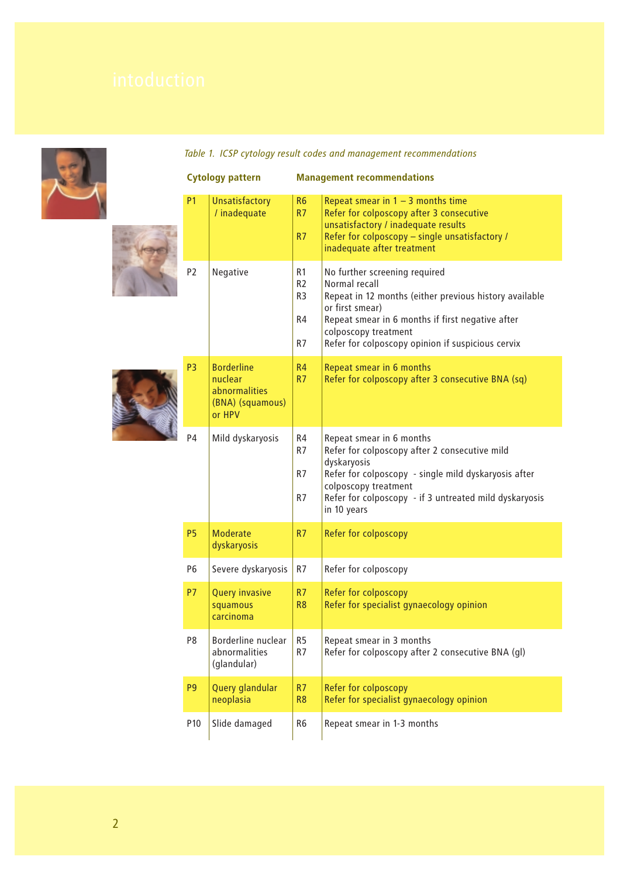# intoduction

*Table 1. ICSP cytology result codes and management recommendations*

| Cytology pattern | | Management recommendations | |
|---|---|---|---|
| P1 | Unsatisfactory / inadequate | R6<br>R7<br><br>R7 | Repeat smear in 1 – 3 months time<br>Refer for colposcopy after 3 consecutive unsatisfactory / inadequate results<br>Refer for colposcopy – single unsatisfactory / inadequate after treatment |
| P2 | Negative | R1<br>R2<br>R3<br><br>R4<br><br>R7 | No further screening required<br>Normal recall<br>Repeat in 12 months (either previous history available or first smear)<br>Repeat smear in 6 months if first negative after colposcopy treatment<br>Refer for colposcopy opinion if suspicious cervix |
| P3 | Borderline nuclear abnormalities (BNA) (squamous) or HPV | R4<br>R7 | Repeat smear in 6 months<br>Refer for colposcopy after 3 consecutive BNA (sq) |
| P4 | Mild dyskaryosis | R4<br>R7<br><br>R7<br><br>R7 | Repeat smear in 6 months<br>Refer for colposcopy after 2 consecutive mild dyskaryosis<br>Refer for colposcopy - single mild dyskaryosis after colposcopy treatment<br>Refer for colposcopy - if 3 untreated mild dyskaryosis in 10 years |
| P5 | Moderate dyskaryosis | R7 | Refer for colposcopy |
| P6 | Severe dyskaryosis | R7 | Refer for colposcopy |
| P7 | Query invasive squamous carcinoma | R7<br>R8 | Refer for colposcopy<br>Refer for specialist gynaecology opinion |
| P8 | Borderline nuclear abnormalities (glandular) | R5<br>R7 | Repeat smear in 3 months<br>Refer for colposcopy after 2 consecutive BNA (gl) |
| P9 | Query glandular neoplasia | R7<br>R8 | Refer for colposcopy<br>Refer for specialist gynaecology opinion |
| P10 | Slide damaged | R6 | Repeat smear in 1-3 months |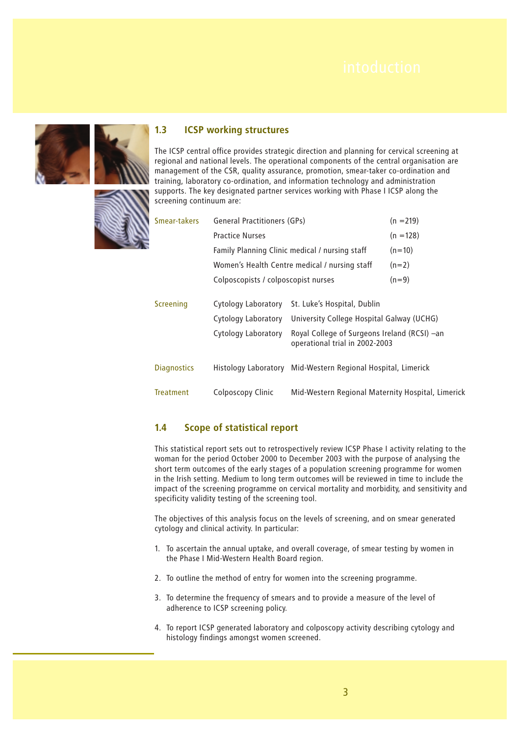## 1.3 ICSP working structures

The ICSP central office provides strategic direction and planning for cervical screening at regional and national levels. The operational components of the central organisation are management of the CSR, quality assurance, promotion, smear-taker co-ordination and training, laboratory co-ordination, and information technology and administration supports. The key designated partner services working with Phase I ICSP along the screening continuum are:

| | | | |
|---|---|---|---|
| Smear-takers | General Practitioners (GPs) | | (n =219) |
| | Practice Nurses | | (n =128) |
| | Family Planning Clinic medical / nursing staff | | (n=10) |
| | Women's Health Centre medical / nursing staff | | (n=2) |
| | Colposcopists / colposcopist nurses | | (n=9) |
| Screening | Cytology Laboratory | St. Luke's Hospital, Dublin | |
| | Cytology Laboratory | University College Hospital Galway (UCHG) | |
| | Cytology Laboratory | Royal College of Surgeons Ireland (RCSI) –an operational trial in 2002-2003 | |
| Diagnostics | Histology Laboratory | Mid-Western Regional Hospital, Limerick | |
| Treatment | Colposcopy Clinic | Mid-Western Regional Maternity Hospital, Limerick | |

## 1.4 Scope of statistical report

This statistical report sets out to retrospectively review ICSP Phase I activity relating to the woman for the period October 2000 to December 2003 with the purpose of analysing the short term outcomes of the early stages of a population screening programme for women in the Irish setting. Medium to long term outcomes will be reviewed in time to include the impact of the screening programme on cervical mortality and morbidity, and sensitivity and specificity validity testing of the screening tool.

The objectives of this analysis focus on the levels of screening, and on smear generated cytology and clinical activity. In particular:

1. To ascertain the annual uptake, and overall coverage, of smear testing by women in the Phase I Mid-Western Health Board region.

2. To outline the method of entry for women into the screening programme.

3. To determine the frequency of smears and to provide a measure of the level of adherence to ICSP screening policy.

4. To report ICSP generated laboratory and colposcopy activity describing cytology and histology findings amongst women screened.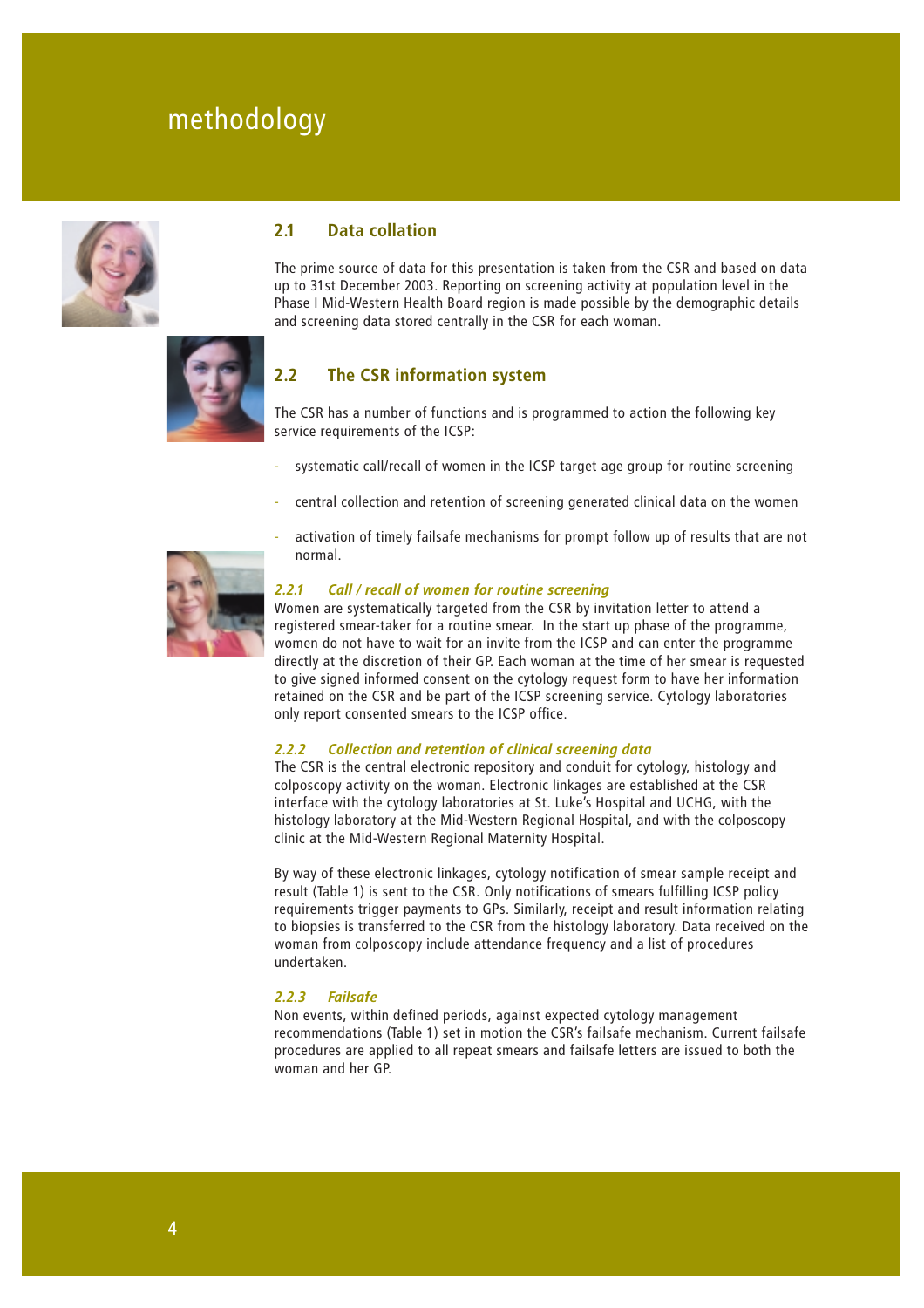# methodology

## 2.1 Data collation

The prime source of data for this presentation is taken from the CSR and based on data up to 31st December 2003. Reporting on screening activity at population level in the Phase I Mid-Western Health Board region is made possible by the demographic details and screening data stored centrally in the CSR for each woman.

## 2.2 The CSR information system

The CSR has a number of functions and is programmed to action the following key service requirements of the ICSP:

- systematic call/recall of women in the ICSP target age group for routine screening
- central collection and retention of screening generated clinical data on the women
- activation of timely failsafe mechanisms for prompt follow up of results that are not normal.

### *2.2.1 Call / recall of women for routine screening*

Women are systematically targeted from the CSR by invitation letter to attend a registered smear-taker for a routine smear. In the start up phase of the programme, women do not have to wait for an invite from the ICSP and can enter the programme directly at the discretion of their GP. Each woman at the time of her smear is requested to give signed informed consent on the cytology request form to have her information retained on the CSR and be part of the ICSP screening service. Cytology laboratories only report consented smears to the ICSP office.

### *2.2.2 Collection and retention of clinical screening data*

The CSR is the central electronic repository and conduit for cytology, histology and colposcopy activity on the woman. Electronic linkages are established at the CSR interface with the cytology laboratories at St. Luke's Hospital and UCHG, with the histology laboratory at the Mid-Western Regional Hospital, and with the colposcopy clinic at the Mid-Western Regional Maternity Hospital.

By way of these electronic linkages, cytology notification of smear sample receipt and result (Table 1) is sent to the CSR. Only notifications of smears fulfilling ICSP policy requirements trigger payments to GPs. Similarly, receipt and result information relating to biopsies is transferred to the CSR from the histology laboratory. Data received on the woman from colposcopy include attendance frequency and a list of procedures undertaken.

### *2.2.3 Failsafe*

Non events, within defined periods, against expected cytology management recommendations (Table 1) set in motion the CSR's failsafe mechanism. Current failsafe procedures are applied to all repeat smears and failsafe letters are issued to both the woman and her GP.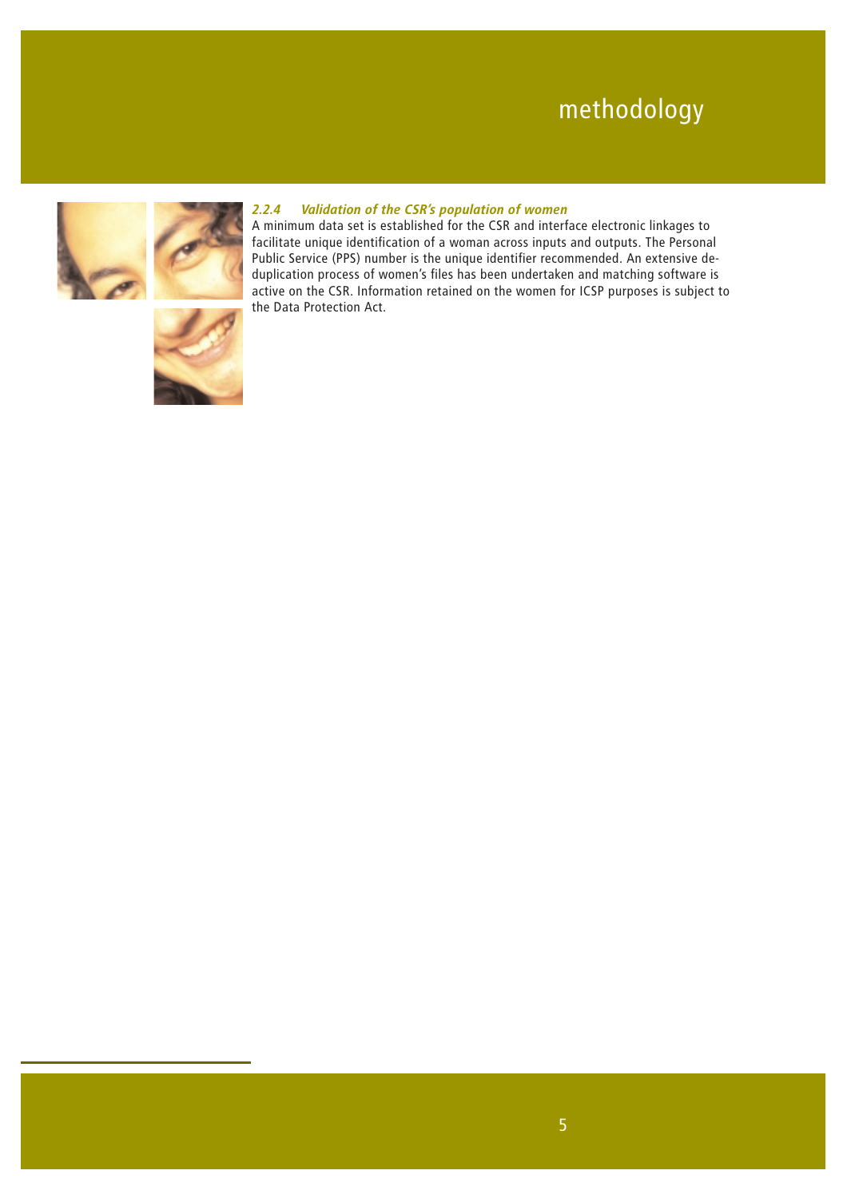### 2.2.4 *Validation of the CSR's population of women*

A minimum data set is established for the CSR and interface electronic linkages to facilitate unique identification of a woman across inputs and outputs. The Personal Public Service (PPS) number is the unique identifier recommended. An extensive de-duplication process of women's files has been undertaken and matching software is active on the CSR. Information retained on the women for ICSP purposes is subject to the Data Protection Act.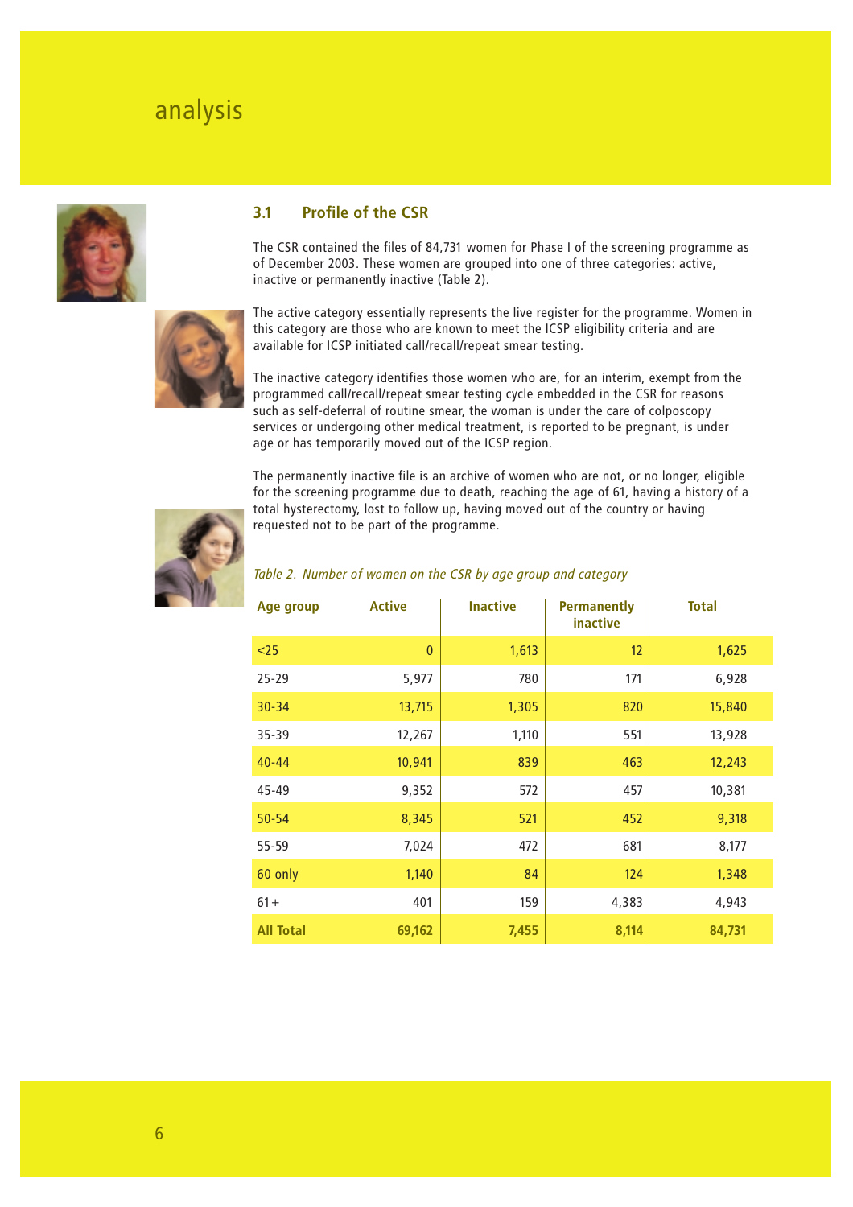# analysis

## 3.1 Profile of the CSR

The CSR contained the files of 84,731 women for Phase I of the screening programme as of December 2003. These women are grouped into one of three categories: active, inactive or permanently inactive (Table 2).

The active category essentially represents the live register for the programme. Women in this category are those who are known to meet the ICSP eligibility criteria and are available for ICSP initiated call/recall/repeat smear testing.

The inactive category identifies those women who are, for an interim, exempt from the programmed call/recall/repeat smear testing cycle embedded in the CSR for reasons such as self-deferral of routine smear, the woman is under the care of colposcopy services or undergoing other medical treatment, is reported to be pregnant, is under age or has temporarily moved out of the ICSP region.

The permanently inactive file is an archive of women who are not, or no longer, eligible for the screening programme due to death, reaching the age of 61, having a history of a total hysterectomy, lost to follow up, having moved out of the country or having requested not to be part of the programme.

*Table 2. Number of women on the CSR by age group and category*

| Age group | Active | Inactive | Permanently inactive | Total |
|---|---|---|---|---|
| <25 | 0 | 1,613 | 12 | 1,625 |
| 25-29 | 5,977 | 780 | 171 | 6,928 |
| 30-34 | 13,715 | 1,305 | 820 | 15,840 |
| 35-39 | 12,267 | 1,110 | 551 | 13,928 |
| 40-44 | 10,941 | 839 | 463 | 12,243 |
| 45-49 | 9,352 | 572 | 457 | 10,381 |
| 50-54 | 8,345 | 521 | 452 | 9,318 |
| 55-59 | 7,024 | 472 | 681 | 8,177 |
| 60 only | 1,140 | 84 | 124 | 1,348 |
| 61+ | 401 | 159 | 4,383 | 4,943 |
| **All Total** | **69,162** | **7,455** | **8,114** | **84,731** |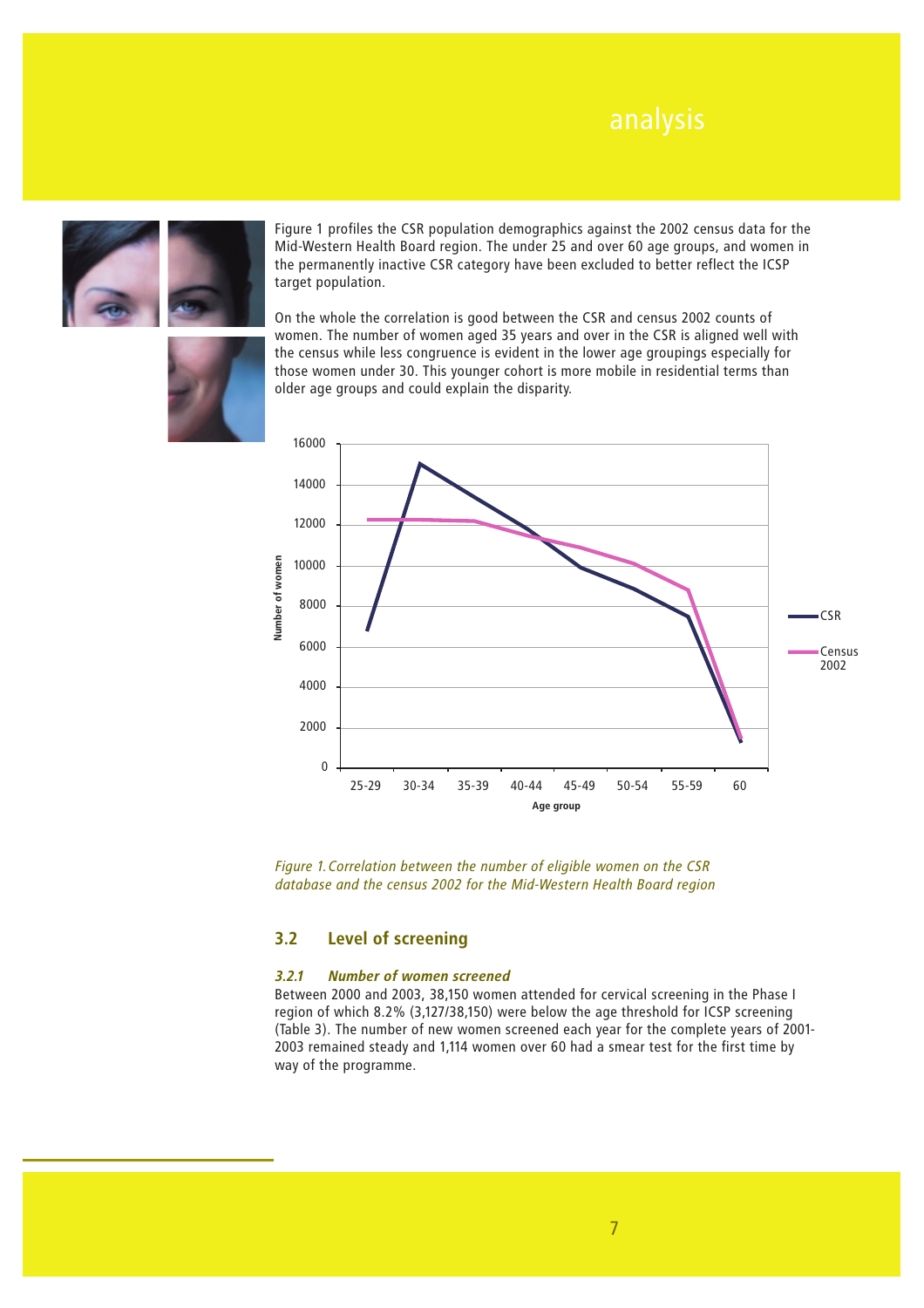Figure 1 profiles the CSR population demographics against the 2002 census data for the Mid-Western Health Board region. The under 25 and over 60 age groups, and women in the permanently inactive CSR category have been excluded to better reflect the ICSP target population.

On the whole the correlation is good between the CSR and census 2002 counts of women. The number of women aged 35 years and over in the CSR is aligned well with the census while less congruence is evident in the lower age groupings especially for those women under 30. This younger cohort is more mobile in residential terms than older age groups and could explain the disparity.

*Figure 1. Correlation between the number of eligible women on the CSR database and the census 2002 for the Mid-Western Health Board region*

### 3.2 Level of screening

#### *3.2.1 Number of women screened*

Between 2000 and 2003, 38,150 women attended for cervical screening in the Phase I region of which 8.2% (3,127/38,150) were below the age threshold for ICSP screening (Table 3). The number of new women screened each year for the complete years of 2001-2003 remained steady and 1,114 women over 60 had a smear test for the first time by way of the programme.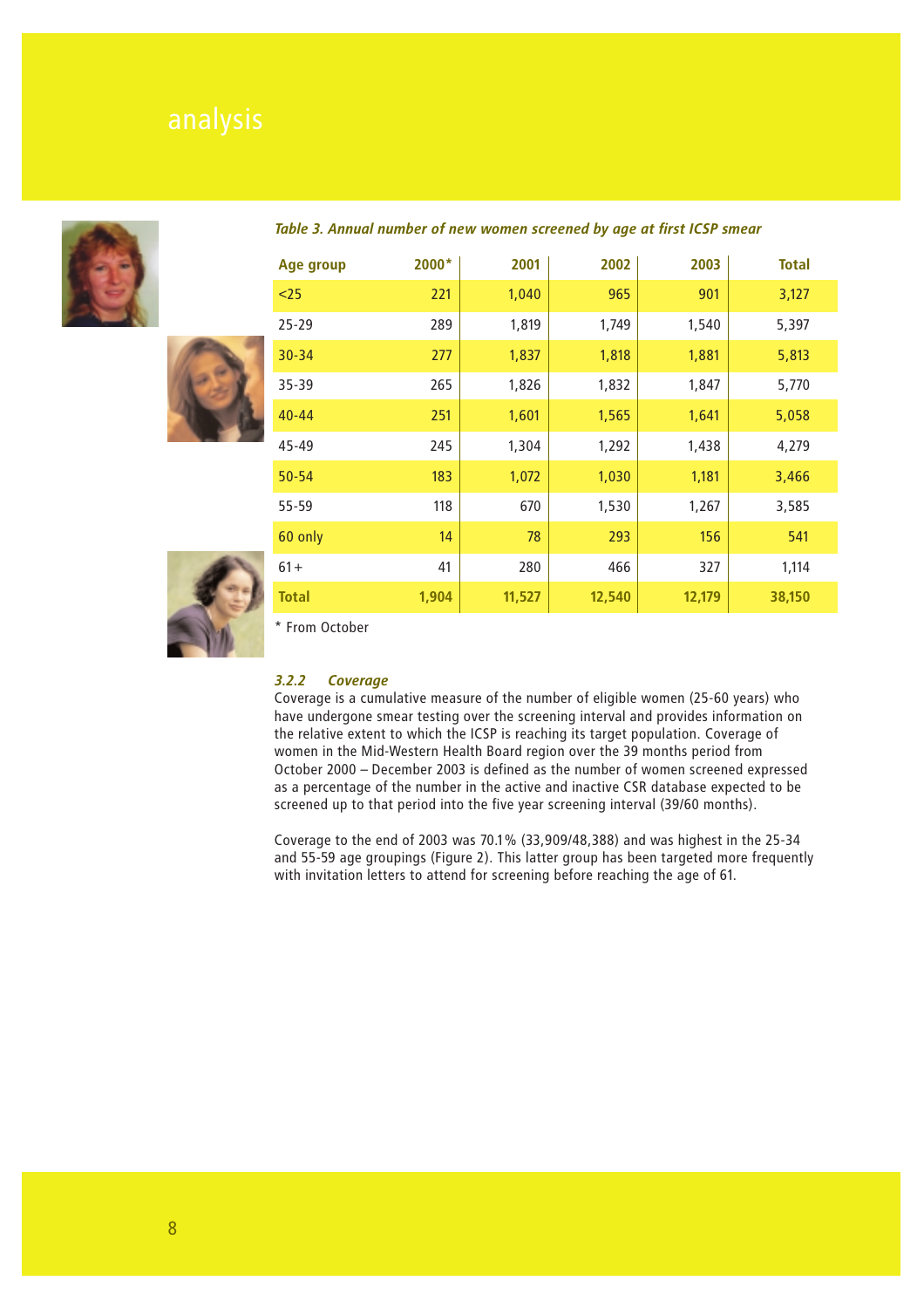*Table 3. Annual number of new women screened by age at first ICSP smear*

| Age group | 2000* | 2001 | 2002 | 2003 | Total |
|---|---|---|---|---|---|
| <25 | 221 | 1,040 | 965 | 901 | 3,127 |
| 25-29 | 289 | 1,819 | 1,749 | 1,540 | 5,397 |
| 30-34 | 277 | 1,837 | 1,818 | 1,881 | 5,813 |
| 35-39 | 265 | 1,826 | 1,832 | 1,847 | 5,770 |
| 40-44 | 251 | 1,601 | 1,565 | 1,641 | 5,058 |
| 45-49 | 245 | 1,304 | 1,292 | 1,438 | 4,279 |
| 50-54 | 183 | 1,072 | 1,030 | 1,181 | 3,466 |
| 55-59 | 118 | 670 | 1,530 | 1,267 | 3,585 |
| 60 only | 14 | 78 | 293 | 156 | 541 |
| 61+ | 41 | 280 | 466 | 327 | 1,114 |
| **Total** | **1,904** | **11,527** | **12,540** | **12,179** | **38,150** |

* From October

### *3.2.2 Coverage*

Coverage is a cumulative measure of the number of eligible women (25-60 years) who have undergone smear testing over the screening interval and provides information on the relative extent to which the ICSP is reaching its target population. Coverage of women in the Mid-Western Health Board region over the 39 months period from October 2000 – December 2003 is defined as the number of women screened expressed as a percentage of the number in the active and inactive CSR database expected to be screened up to that period into the five year screening interval (39/60 months).

Coverage to the end of 2003 was 70.1% (33,909/48,388) and was highest in the 25-34 and 55-59 age groupings (Figure 2). This latter group has been targeted more frequently with invitation letters to attend for screening before reaching the age of 61.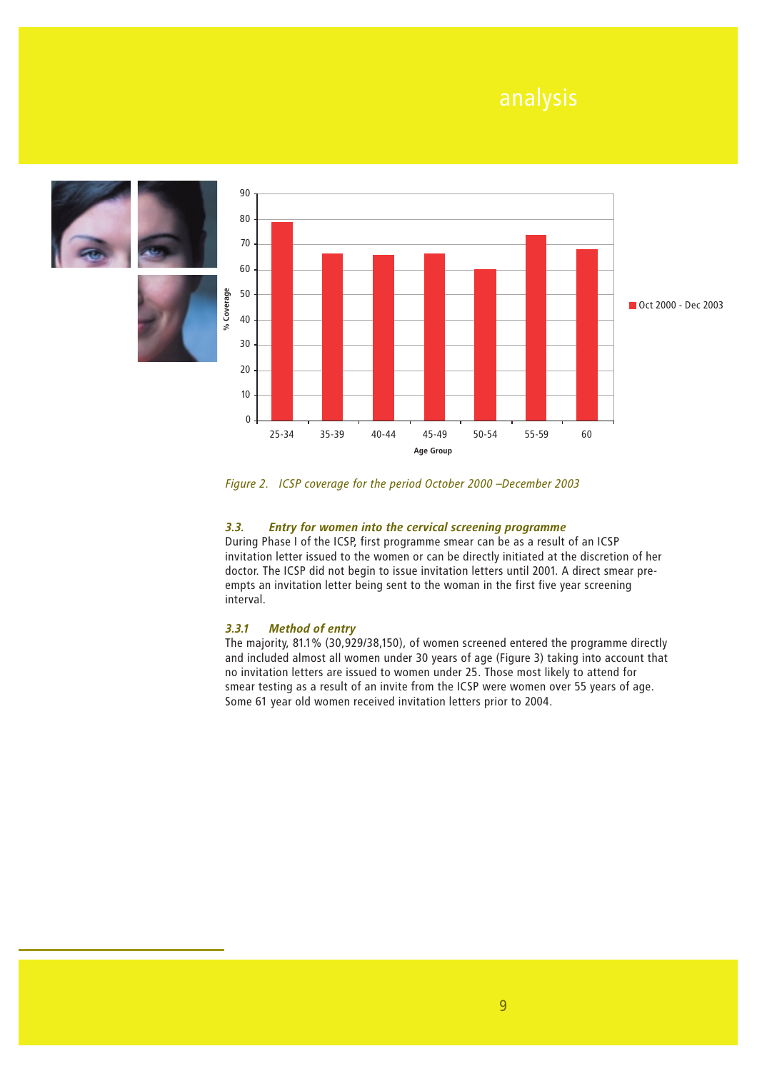Figure 2. ICSP coverage for the period October 2000 –December 2003

### *3.3. Entry for women into the cervical screening programme*

During Phase I of the ICSP, first programme smear can be as a result of an ICSP invitation letter issued to the women or can be directly initiated at the discretion of her doctor. The ICSP did not begin to issue invitation letters until 2001. A direct smear pre-empts an invitation letter being sent to the woman in the first five year screening interval.

#### *3.3.1 Method of entry*

The majority, 81.1% (30,929/38,150), of women screened entered the programme directly and included almost all women under 30 years of age (Figure 3) taking into account that no invitation letters are issued to women under 25. Those most likely to attend for smear testing as a result of an invite from the ICSP were women over 55 years of age. Some 61 year old women received invitation letters prior to 2004.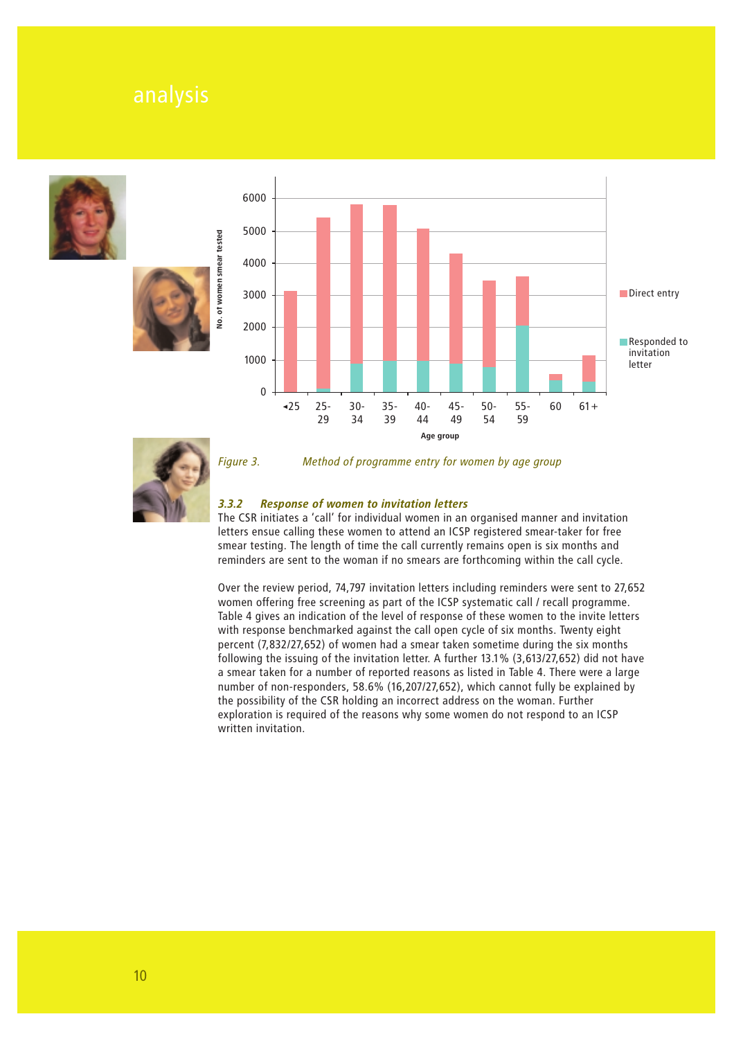# analysis

Figure 3. Method of programme entry for women by age group

### 3.3.2 Response of women to invitation letters

The CSR initiates a 'call' for individual women in an organised manner and invitation letters ensue calling these women to attend an ICSP registered smear-taker for free smear testing. The length of time the call currently remains open is six months and reminders are sent to the woman if no smears are forthcoming within the call cycle.

Over the review period, 74,797 invitation letters including reminders were sent to 27,652 women offering free screening as part of the ICSP systematic call / recall programme. Table 4 gives an indication of the level of response of these women to the invite letters with response benchmarked against the call open cycle of six months. Twenty eight percent (7,832/27,652) of women had a smear taken sometime during the six months following the issuing of the invitation letter. A further 13.1% (3,613/27,652) did not have a smear taken for a number of reported reasons as listed in Table 4. There were a large number of non-responders, 58.6% (16,207/27,652), which cannot fully be explained by the possibility of the CSR holding an incorrect address on the woman. Further exploration is required of the reasons why some women do not respond to an ICSP written invitation.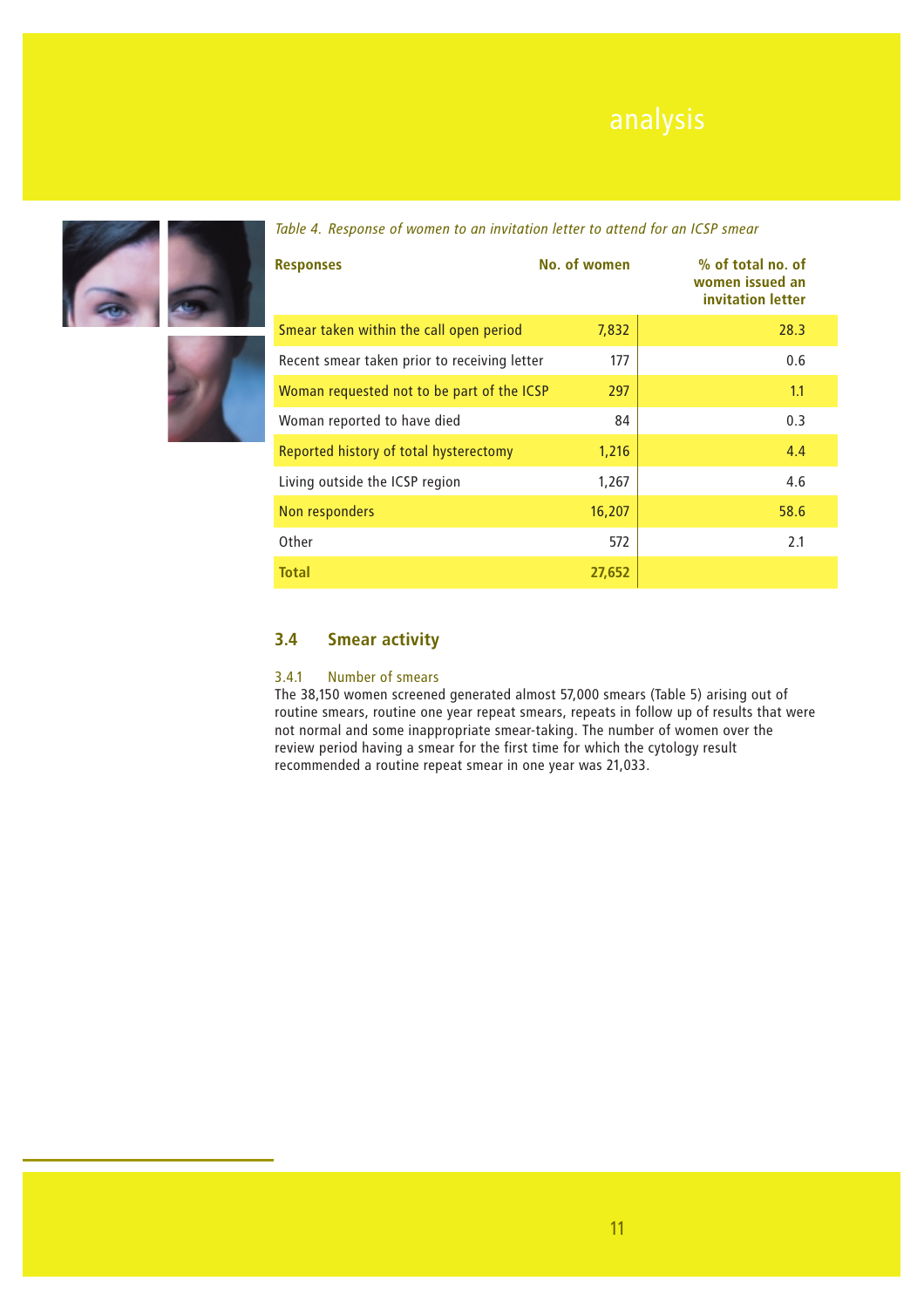*Table 4. Response of women to an invitation letter to attend for an ICSP smear*

| Responses | No. of women | % of total no. of women issued an invitation letter |
|---|---|---|
| Smear taken within the call open period | 7,832 | 28.3 |
| Recent smear taken prior to receiving letter | 177 | 0.6 |
| Woman requested not to be part of the ICSP | 297 | 1.1 |
| Woman reported to have died | 84 | 0.3 |
| Reported history of total hysterectomy | 1,216 | 4.4 |
| Living outside the ICSP region | 1,267 | 4.6 |
| Non responders | 16,207 | 58.6 |
| Other | 572 | 2.1 |
| **Total** | **27,652** | |

## 3.4 Smear activity

### 3.4.1 Number of smears

The 38,150 women screened generated almost 57,000 smears (Table 5) arising out of routine smears, routine one year repeat smears, repeats in follow up of results that were not normal and some inappropriate smear-taking. The number of women over the review period having a smear for the first time for which the cytology result recommended a routine repeat smear in one year was 21,033.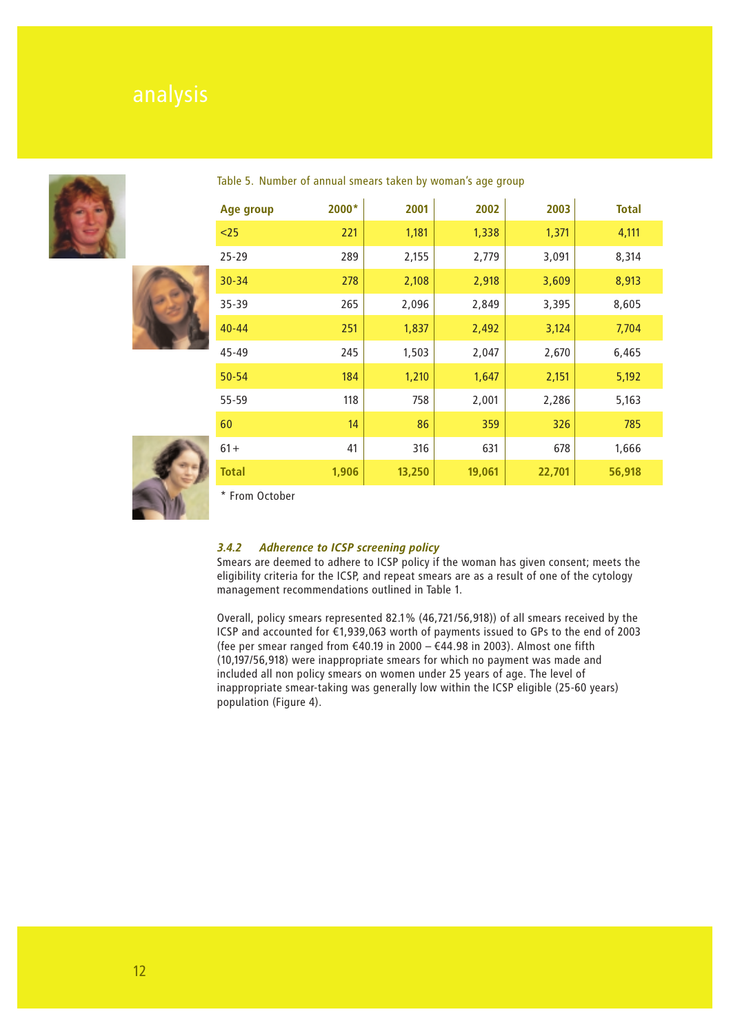Table 5. Number of annual smears taken by woman's age group

| Age group | 2000* | 2001 | 2002 | 2003 | Total |
|---|---|---|---|---|---|
| <25 | 221 | 1,181 | 1,338 | 1,371 | 4,111 |
| 25-29 | 289 | 2,155 | 2,779 | 3,091 | 8,314 |
| 30-34 | 278 | 2,108 | 2,918 | 3,609 | 8,913 |
| 35-39 | 265 | 2,096 | 2,849 | 3,395 | 8,605 |
| 40-44 | 251 | 1,837 | 2,492 | 3,124 | 7,704 |
| 45-49 | 245 | 1,503 | 2,047 | 2,670 | 6,465 |
| 50-54 | 184 | 1,210 | 1,647 | 2,151 | 5,192 |
| 55-59 | 118 | 758 | 2,001 | 2,286 | 5,163 |
| 60 | 14 | 86 | 359 | 326 | 785 |
| 61+ | 41 | 316 | 631 | 678 | 1,666 |
| **Total** | **1,906** | **13,250** | **19,061** | **22,701** | **56,918** |

\* From October

### *3.4.2 Adherence to ICSP screening policy*

Smears are deemed to adhere to ICSP policy if the woman has given consent; meets the eligibility criteria for the ICSP, and repeat smears are as a result of one of the cytology management recommendations outlined in Table 1.

Overall, policy smears represented 82.1% (46,721/56,918)) of all smears received by the ICSP and accounted for €1,939,063 worth of payments issued to GPs to the end of 2003 (fee per smear ranged from €40.19 in 2000 – €44.98 in 2003). Almost one fifth (10,197/56,918) were inappropriate smears for which no payment was made and included all non policy smears on women under 25 years of age. The level of inappropriate smear-taking was generally low within the ICSP eligible (25-60 years) population (Figure 4).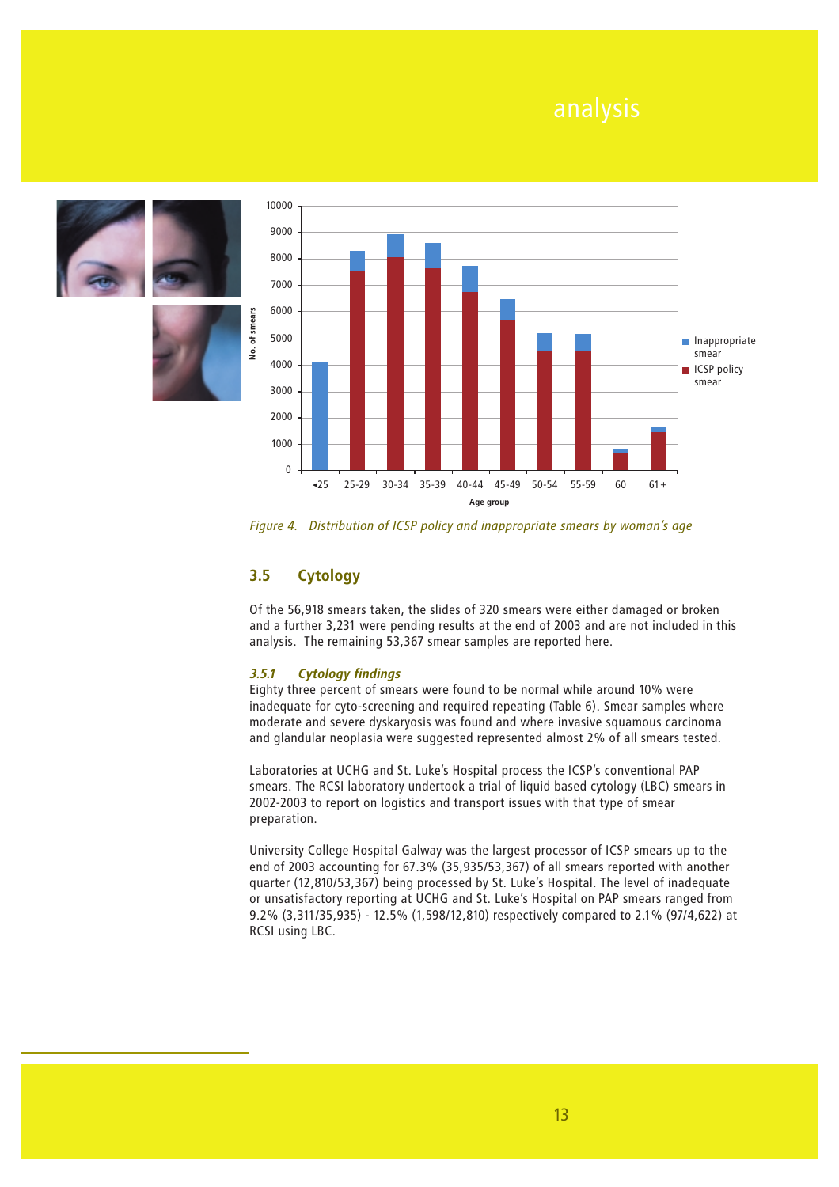# analysis

Figure 4. Distribution of ICSP policy and inappropriate smears by woman's age

## 3.5 Cytology

Of the 56,918 smears taken, the slides of 320 smears were either damaged or broken and a further 3,231 were pending results at the end of 2003 and are not included in this analysis. The remaining 53,367 smear samples are reported here.

### *3.5.1 Cytology findings*

Eighty three percent of smears were found to be normal while around 10% were inadequate for cyto-screening and required repeating (Table 6). Smear samples where moderate and severe dyskaryosis was found and where invasive squamous carcinoma and glandular neoplasia were suggested represented almost 2% of all smears tested.

Laboratories at UCHG and St. Luke's Hospital process the ICSP's conventional PAP smears. The RCSI laboratory undertook a trial of liquid based cytology (LBC) smears in 2002-2003 to report on logistics and transport issues with that type of smear preparation.

University College Hospital Galway was the largest processor of ICSP smears up to the end of 2003 accounting for 67.3% (35,935/53,367) of all smears reported with another quarter (12,810/53,367) being processed by St. Luke's Hospital. The level of inadequate or unsatisfactory reporting at UCHG and St. Luke's Hospital on PAP smears ranged from 9.2% (3,311/35,935) - 12.5% (1,598/12,810) respectively compared to 2.1% (97/4,622) at RCSI using LBC.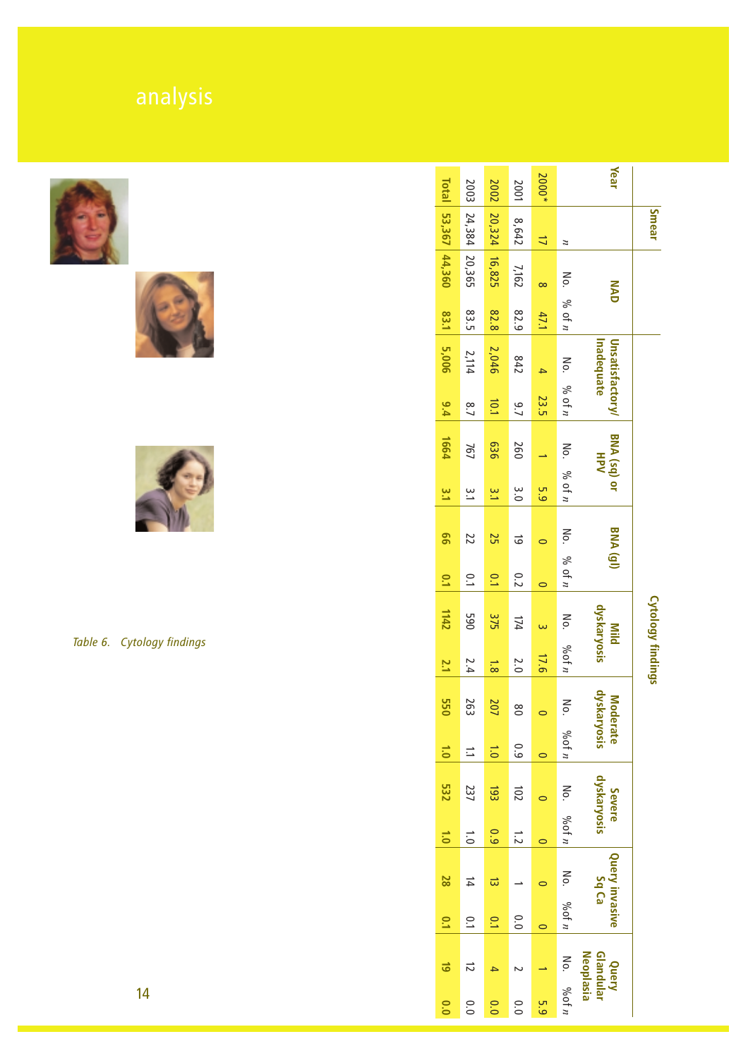# analysis

*Table 6. Cytology findings*

| Year | Smear | NAD | | Unsatisfactory/ Inadequate | | BNA (sq) or HPV | | BNA (gl) | | Mild dyskaryosis | | Moderate dyskaryosis | | Severe dyskaryosis | | Query invasive Sq Ca | | Query Glandular Neoplasia | |
|---|---|---|---|---|---|---|---|---|---|---|---|---|---|---|---|---|---|---|---|
| | *n* | No. | % of *n* | No. | % of *n* | No. | % of *n* | No. | % of *n* | No. | %of *n* | No. | %of *n* | No. | %of *n* | No. | %of *n* | No. | %of *n* |
| 2000* | 17 | 8 | 47.1 | 4 | 23.5 | 1 | 5.9 | 0 | 0 | 3 | 17.6 | 0 | 0 | 0 | 0 | 0 | 0 | 1 | 5.9 |
| 2001 | 8,642 | 7,162 | 82.9 | 842 | 9.7 | 260 | 3.0 | 19 | 0.2 | 174 | 2.0 | 80 | 0.9 | 102 | 1.2 | 1 | 0.0 | 2 | 0.0 |
| 2002 | 20,324 | 16,825 | 82.8 | 2,046 | 10.1 | 636 | 3.1 | 25 | 0.1 | 375 | 1.8 | 207 | 1.0 | 193 | 0.9 | 13 | 0.1 | 4 | 0.0 |
| 2003 | 24,384 | 20,365 | 83.5 | 2,114 | 8.7 | 767 | 3.1 | 22 | 0.1 | 590 | 2.4 | 263 | 1.1 | 237 | 1.0 | 14 | 0.1 | 12 | 0.0 |
| **Total** | **53,367** | **44,360** | **83.1** | **5,006** | **9.4** | **1664** | **3.1** | **66** | **0.1** | **1142** | **2.1** | **550** | **1.0** | **532** | **1.0** | **28** | **0.1** | **19** | **0.0** |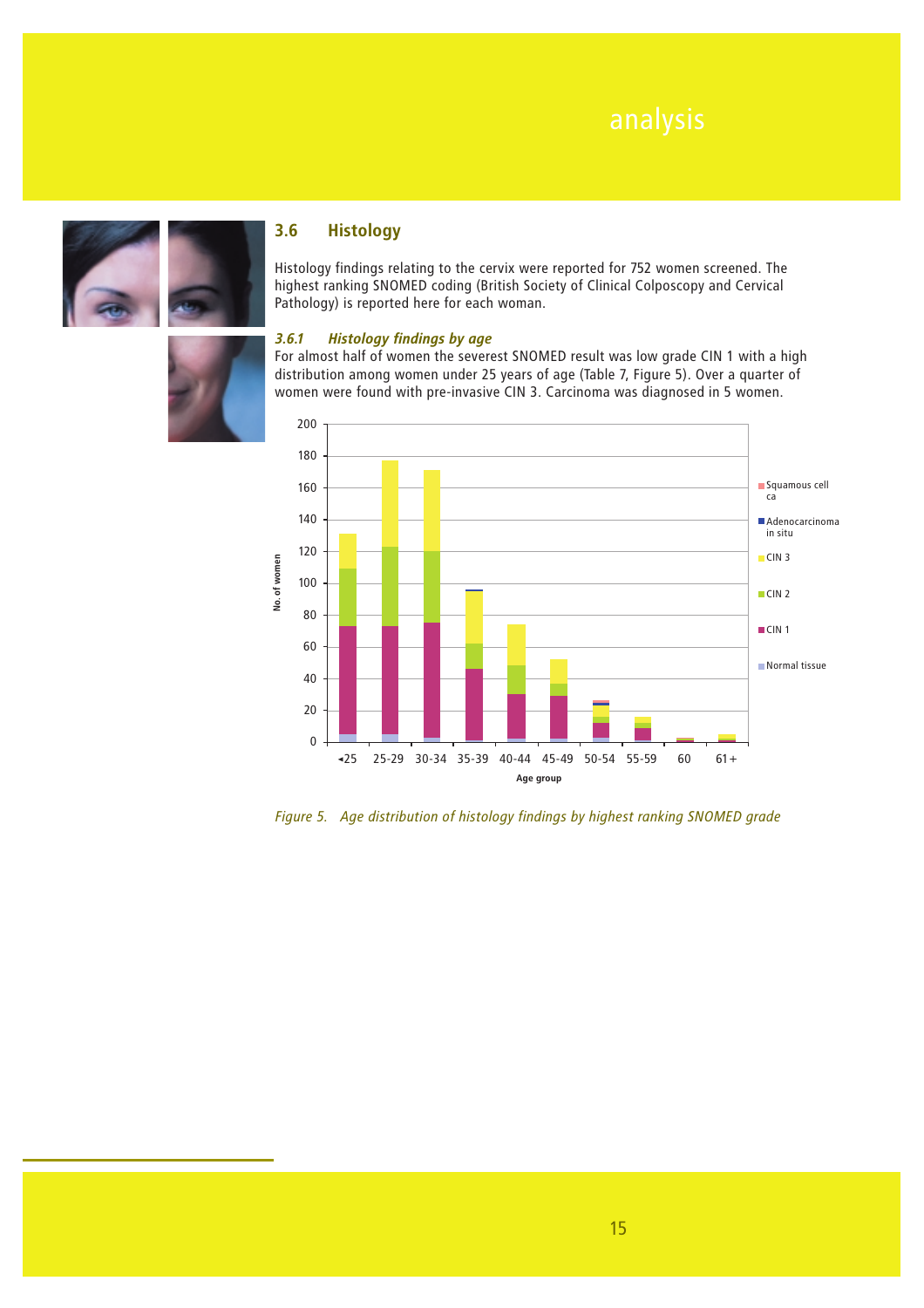## 3.6 Histology

Histology findings relating to the cervix were reported for 752 women screened. The highest ranking SNOMED coding (British Society of Clinical Colposcopy and Cervical Pathology) is reported here for each woman.

### *3.6.1 Histology findings by age*

For almost half of women the severest SNOMED result was low grade CIN 1 with a high distribution among women under 25 years of age (Table 7, Figure 5). Over a quarter of women were found with pre-invasive CIN 3. Carcinoma was diagnosed in 5 women.

*Figure 5. Age distribution of histology findings by highest ranking SNOMED grade*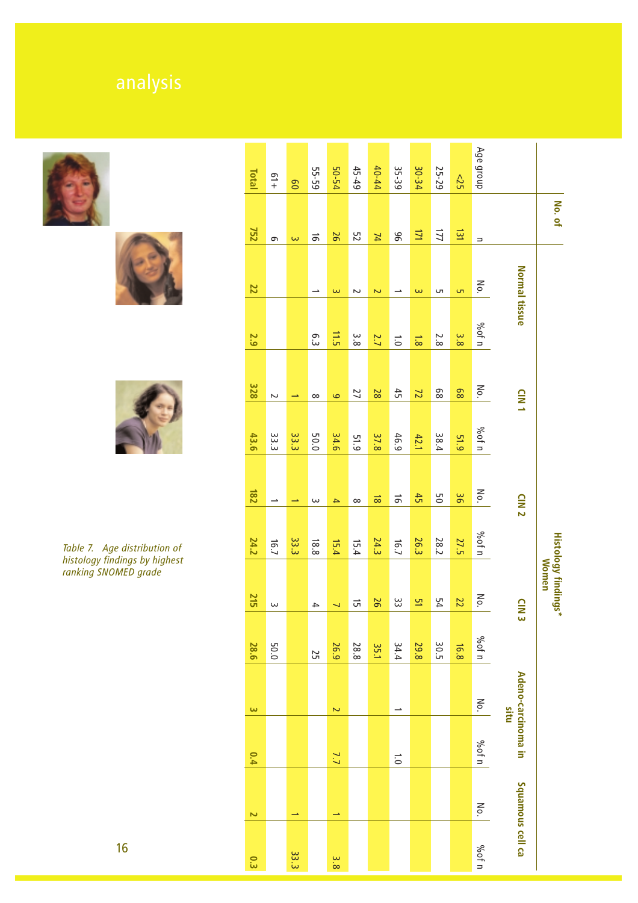*Table 7. Age distribution of histology findings by highest ranking SNOMED grade*

| | No. of Women | Histology findings* | | | | | | | | | | | |
|---|---|---|---|---|---|---|---|---|---|---|---|---|---|
| | | Normal tissue | | CIN 1 | | CIN 2 | | CIN 3 | | Adeno-carcinoma in situ | | Squamous cell ca | |
| Age group | n | No. | %of n | No. | %of n | No. | %of n | No. | %of n | No. | %of n | No. | %of n |
| <25 | 131 | 5 | 3.8 | 68 | 51.9 | 36 | 27.5 | 22 | 16.8 | | | | |
| 25-29 | 177 | 5 | 2.8 | 68 | 38.4 | 50 | 28.2 | 54 | 30.5 | | | | |
| 30-34 | 171 | 3 | 1.8 | 72 | 42.1 | 45 | 26.3 | 51 | 29.8 | | | | |
| 35-39 | 96 | 1 | 1.0 | 45 | 46.9 | 16 | 16.7 | 33 | 34.4 | 1 | 1.0 | | |
| 40-44 | 74 | 2 | 2.7 | 28 | 37.8 | 18 | 24.3 | 26 | 35.1 | | | | |
| 45-49 | 52 | 2 | 3.8 | 27 | 51.9 | 8 | 15.4 | 15 | 28.8 | | | | |
| 50-54 | 26 | 3 | 11.5 | 9 | 34.6 | 4 | 15.4 | 7 | 26.9 | 2 | 7.7 | 1 | 3.8 |
| 55-59 | 16 | 1 | 6.3 | 8 | 50.0 | 3 | 18.8 | 4 | 25 | | | | |
| 60 | 3 | | | 1 | 33.3 | 1 | 33.3 | | | | | 1 | 33.3 |
| 61+ | 6 | | | 2 | 33.3 | 1 | 16.7 | 3 | 50.0 | | | | |
| **Total** | **752** | **22** | **2.9** | **328** | **43.6** | **182** | **24.2** | **215** | **28.6** | **3** | **0.4** | **2** | **0.3** |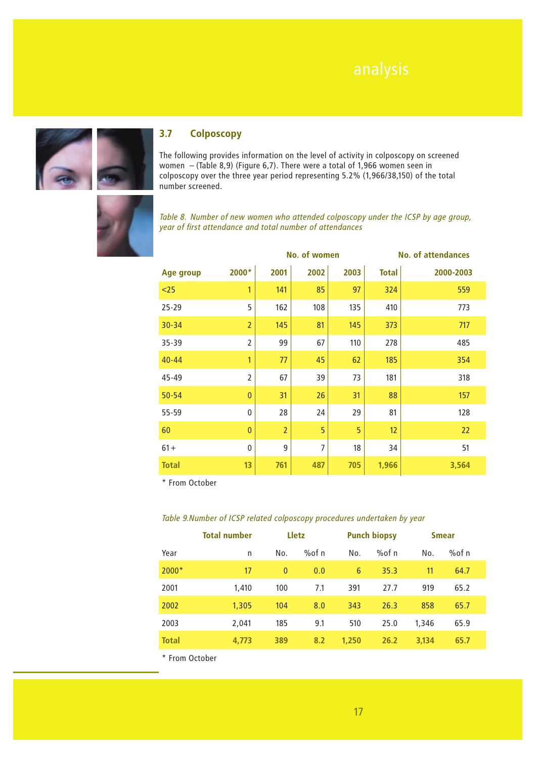## 3.7 Colposcopy

The following provides information on the level of activity in colposcopy on screened women – (Table 8,9) (Figure 6,7). There were a total of 1,966 women seen in colposcopy over the three year period representing 5.2% (1,966/38,150) of the total number screened.

*Table 8. Number of new women who attended colposcopy under the ICSP by age group, year of first attendance and total number of attendances*

| | No. of women | | | | | No. of attendances |
|---|---|---|---|---|---|---|
| **Age group** | **2000*** | **2001** | **2002** | **2003** | **Total** | **2000-2003** |
| <25 | 1 | 141 | 85 | 97 | 324 | 559 |
| 25-29 | 5 | 162 | 108 | 135 | 410 | 773 |
| 30-34 | 2 | 145 | 81 | 145 | 373 | 717 |
| 35-39 | 2 | 99 | 67 | 110 | 278 | 485 |
| 40-44 | 1 | 77 | 45 | 62 | 185 | 354 |
| 45-49 | 2 | 67 | 39 | 73 | 181 | 318 |
| 50-54 | 0 | 31 | 26 | 31 | 88 | 157 |
| 55-59 | 0 | 28 | 24 | 29 | 81 | 128 |
| 60 | 0 | 2 | 5 | 5 | 12 | 22 |
| 61+ | 0 | 9 | 7 | 18 | 34 | 51 |
| **Total** | **13** | **761** | **487** | **705** | **1,966** | **3,564** |

\* From October

*Table 9.Number of ICSP related colposcopy procedures undertaken by year*

| | Total number | Lletz | | Punch biopsy | | Smear | |
|---|---|---|---|---|---|---|---|
| Year | n | No. | %of n | No. | %of n | No. | %of n |
| 2000* | 17 | 0 | 0.0 | 6 | 35.3 | 11 | 64.7 |
| 2001 | 1,410 | 100 | 7.1 | 391 | 27.7 | 919 | 65.2 |
| 2002 | 1,305 | 104 | 8.0 | 343 | 26.3 | 858 | 65.7 |
| 2003 | 2,041 | 185 | 9.1 | 510 | 25.0 | 1,346 | 65.9 |
| **Total** | **4,773** | **389** | **8.2** | **1,250** | **26.2** | **3,134** | **65.7** |

\* From October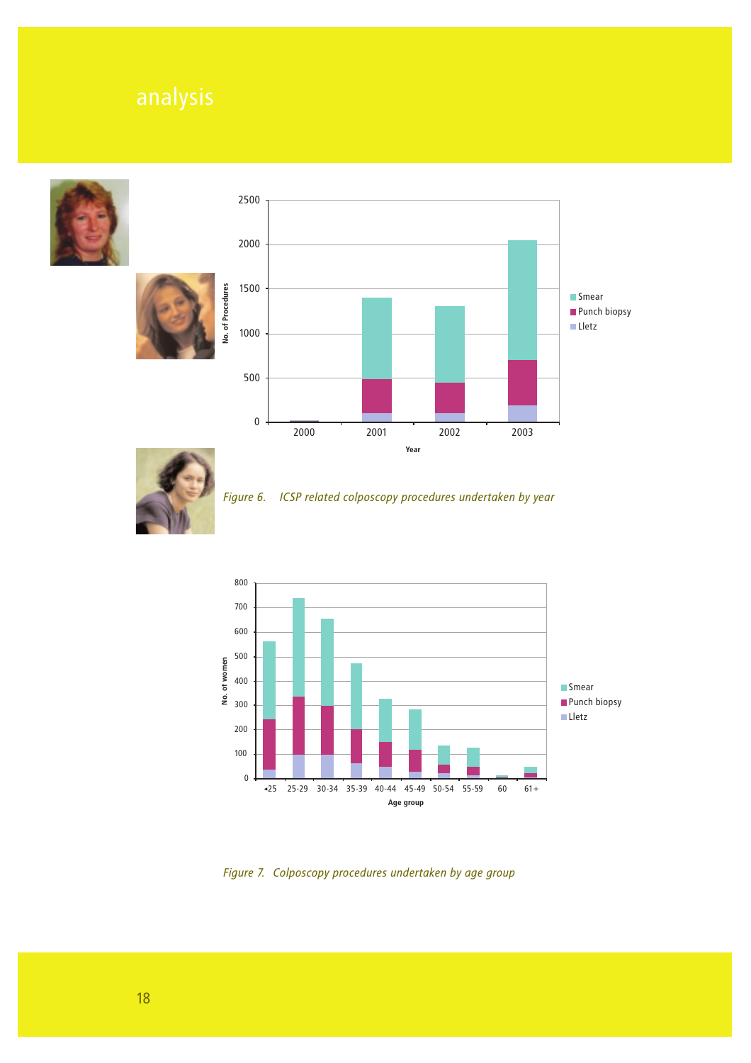# analysis

Figure 6. ICSP related colposcopy procedures undertaken by year

Figure 7. Colposcopy procedures undertaken by age group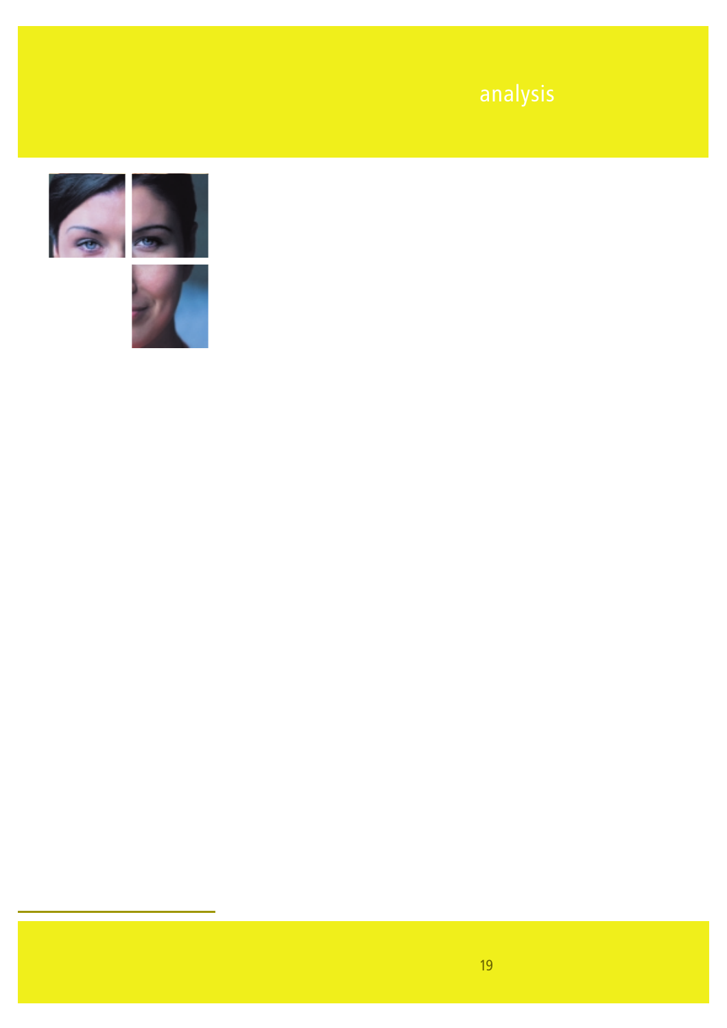# analysis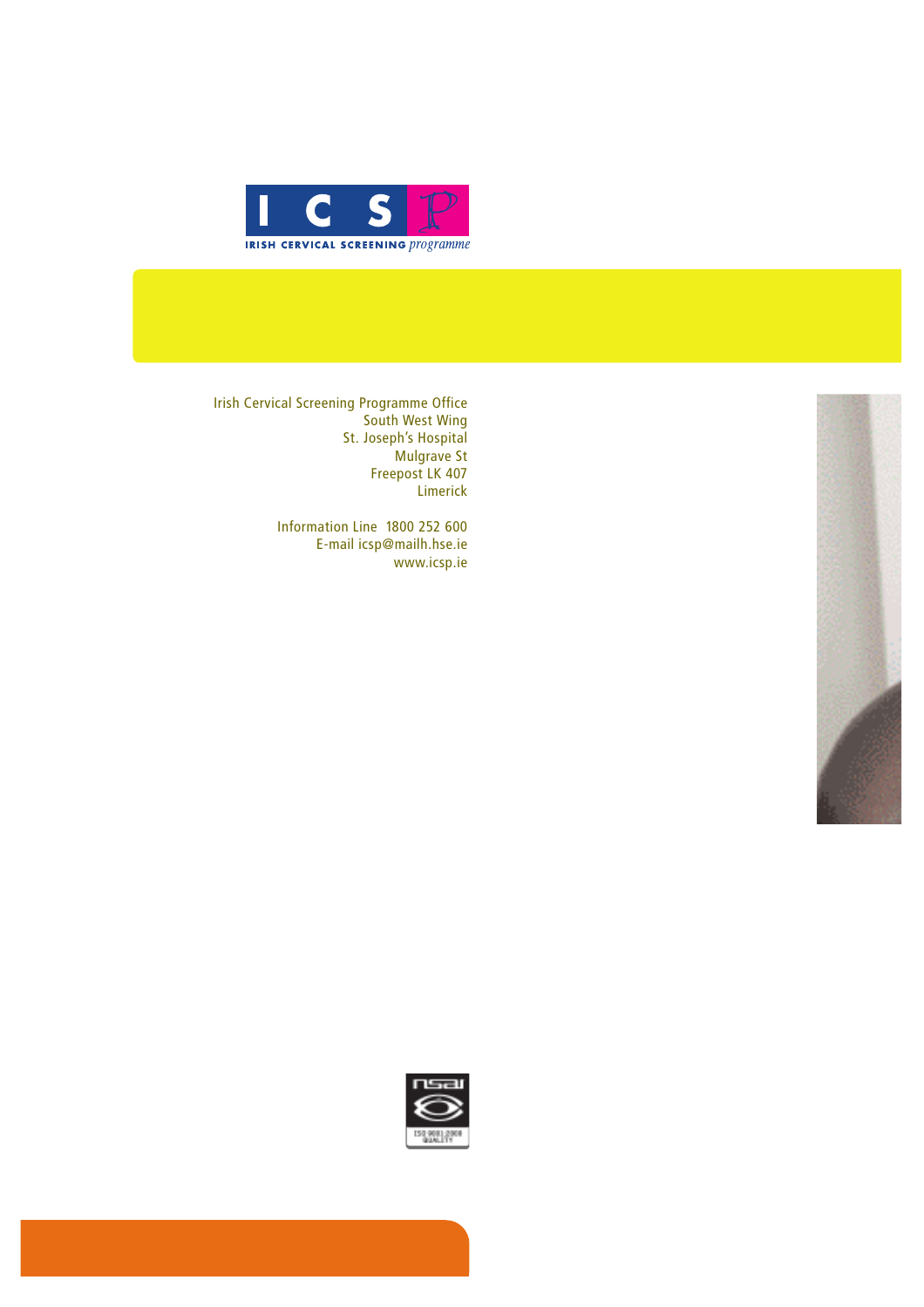IRISH CERVICAL SCREENING *programme*

Irish Cervical Screening Programme Office
South West Wing
St. Joseph's Hospital
Mulgrave St
Freepost LK 407
Limerick

Information Line 1800 252 600
E-mail icsp@mailh.hse.ie
www.icsp.ie

nsai
ISO 9001:2008
QUALITY